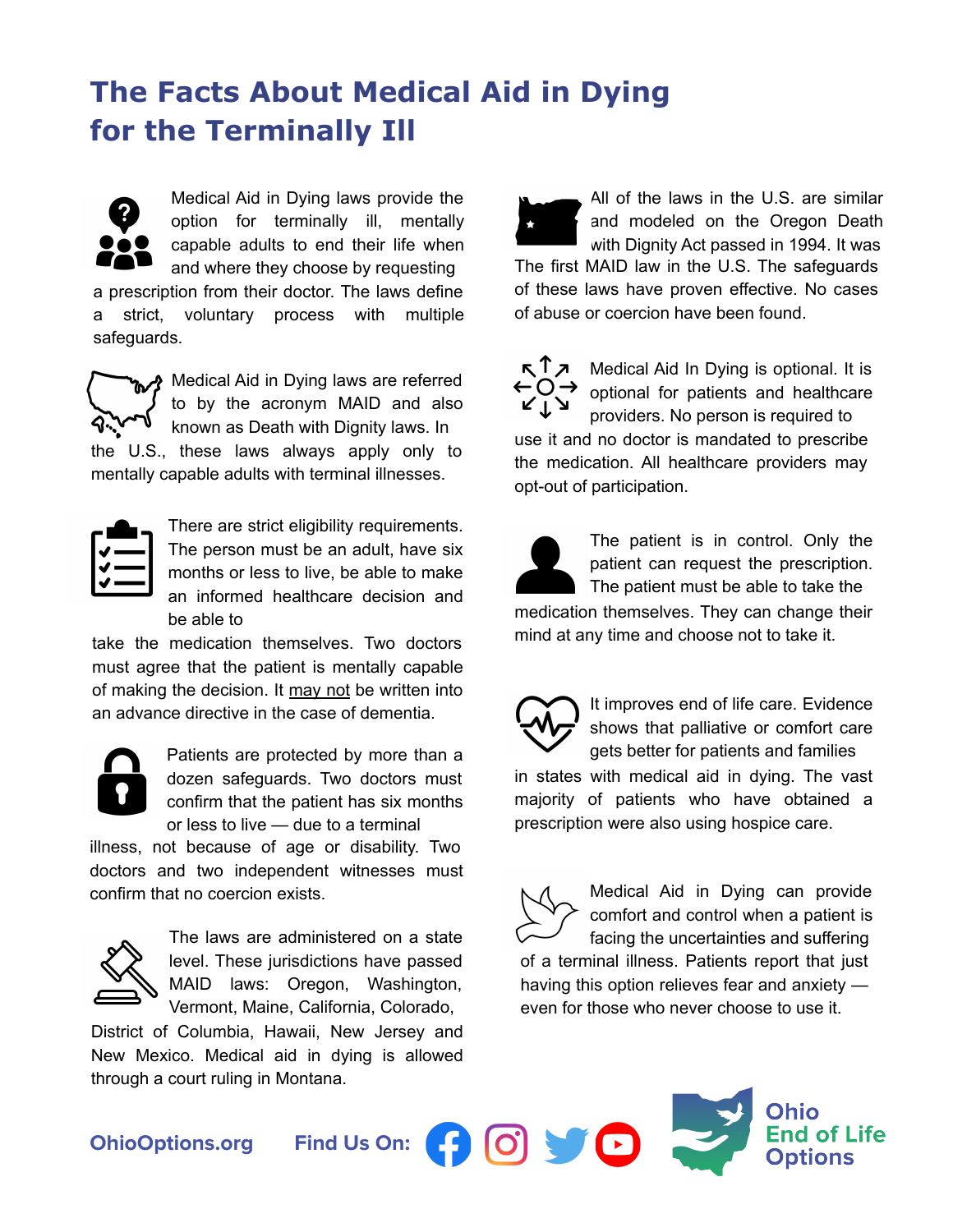# The Facts About Medical Aid in Dying for the Terminally Ill

Medical Aid in Dying laws provide the option for terminally ill, mentally capable adults to end their life when and where they choose by requesting a prescription from their doctor. The laws define a strict, voluntary process with multiple safeguards.

Medical Aid in Dying laws are referred to by the acronym MAID and also known as Death with Dignity laws. In the U.S., these laws always apply only to mentally capable adults with terminal illnesses.

There are strict eligibility requirements. The person must be an adult, have six months or less to live, be able to make an informed healthcare decision and be able to take the medication themselves. Two doctors must agree that the patient is mentally capable of making the decision. It may not be written into an advance directive in the case of dementia.

Patients are protected by more than a dozen safeguards. Two doctors must confirm that the patient has six months or less to live — due to a terminal illness, not because of age or disability. Two doctors and two independent witnesses must confirm that no coercion exists.

The laws are administered on a state level. These jurisdictions have passed MAID laws: Oregon, Washington, Vermont, Maine, California, Colorado, District of Columbia, Hawaii, New Jersey and New Mexico. Medical aid in dying is allowed through a court ruling in Montana.

All of the laws in the U.S. are similar and modeled on the Oregon Death with Dignity Act passed in 1994. It was The first MAID law in the U.S. The safeguards of these laws have proven effective. No cases of abuse or coercion have been found.

Medical Aid In Dying is optional. It is optional for patients and healthcare providers. No person is required to use it and no doctor is mandated to prescribe the medication. All healthcare providers may opt-out of participation.

The patient is in control. Only the patient can request the prescription. The patient must be able to take the medication themselves. They can change their mind at any time and choose not to take it.

It improves end of life care. Evidence shows that palliative or comfort care gets better for patients and families in states with medical aid in dying. The vast majority of patients who have obtained a prescription were also using hospice care.

Medical Aid in Dying can provide comfort and control when a patient is facing the uncertainties and suffering of a terminal illness. Patients report that just having this option relieves fear and anxiety — even for those who never choose to use it.

**OhioOptions.org** **Find Us On:**

**Ohio End of Life Options**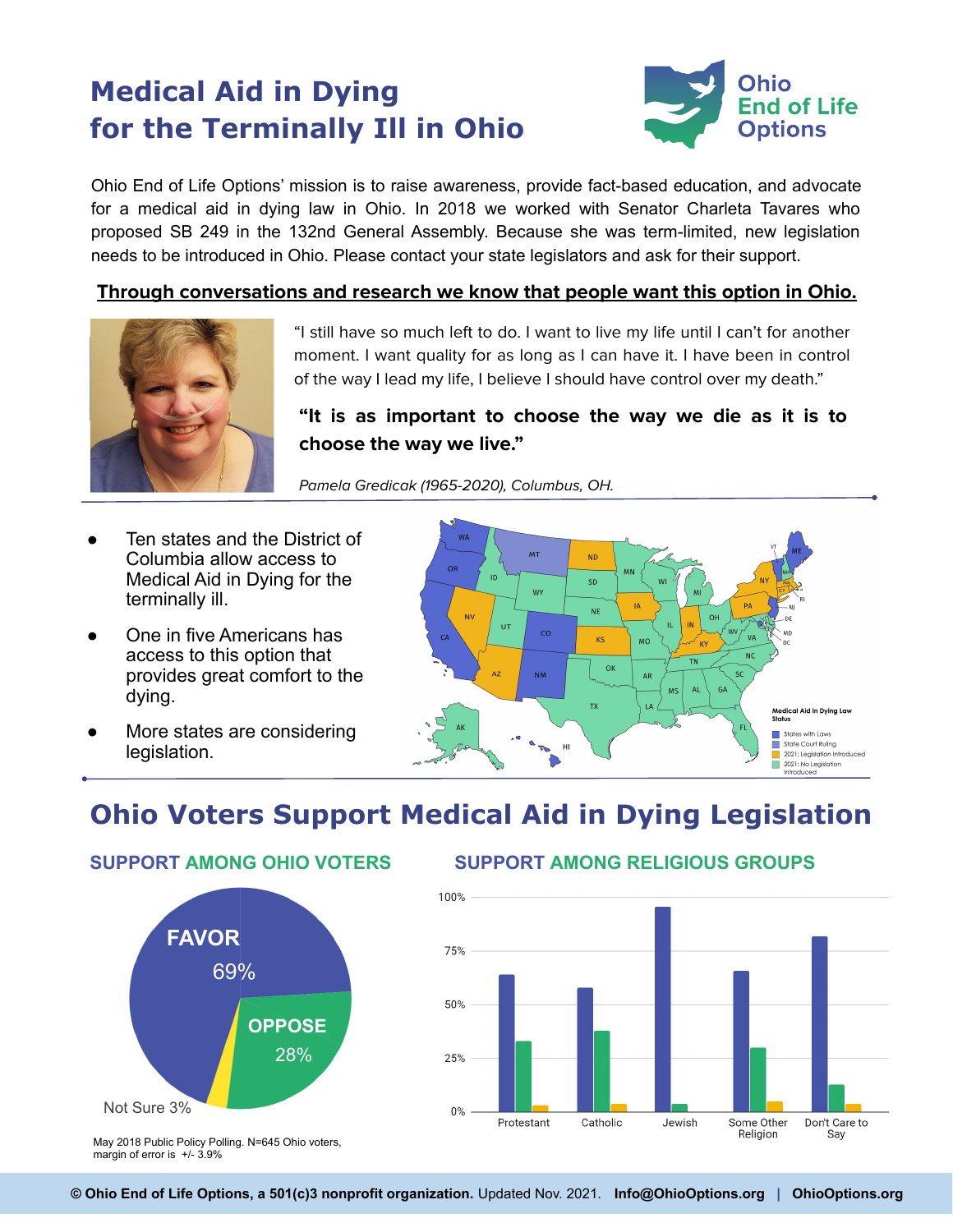# Medical Aid in Dying for the Terminally Ill in Ohio

Ohio End of Life Options

Ohio End of Life Options' mission is to raise awareness, provide fact-based education, and advocate for a medical aid in dying law in Ohio. In 2018 we worked with Senator Charleta Tavares who proposed SB 249 in the 132nd General Assembly. Because she was term-limited, new legislation needs to be introduced in Ohio. Please contact your state legislators and ask for their support.

**Through conversations and research we know that people want this option in Ohio.**

"I still have so much left to do. I want to live my life until I can't for another moment. I want quality for as long as I can have it. I have been in control of the way I lead my life, I believe I should have control over my death."

**"It is as important to choose the way we die as it is to choose the way we live."**

*Pamela Gredicak (1965-2020), Columbus, OH.*

- Ten states and the District of Columbia allow access to Medical Aid in Dying for the terminally ill.
- One in five Americans has access to this option that provides great comfort to the dying.
- More states are considering legislation.

Medical Aid in Dying Law Status
States with Laws
State Court Ruling
2021: Legislation Introduced
2021: No Legislation Introduced

## Ohio Voters Support Medical Aid in Dying Legislation

### SUPPORT AMONG OHIO VOTERS

FAVOR 69%
OPPOSE 28%
Not Sure 3%

May 2018 Public Policy Polling. N=645 Ohio voters, margin of error is +/- 3.9%

### SUPPORT AMONG RELIGIOUS GROUPS

100%
75%
50%
25%
0%
Protestant
Catholic
Jewish
Some Other Religion
Don't Care to Say

**© Ohio End of Life Options, a 501(c)3 nonprofit organization.** Updated Nov. 2021. **Info@OhioOptions.org | OhioOptions.org**